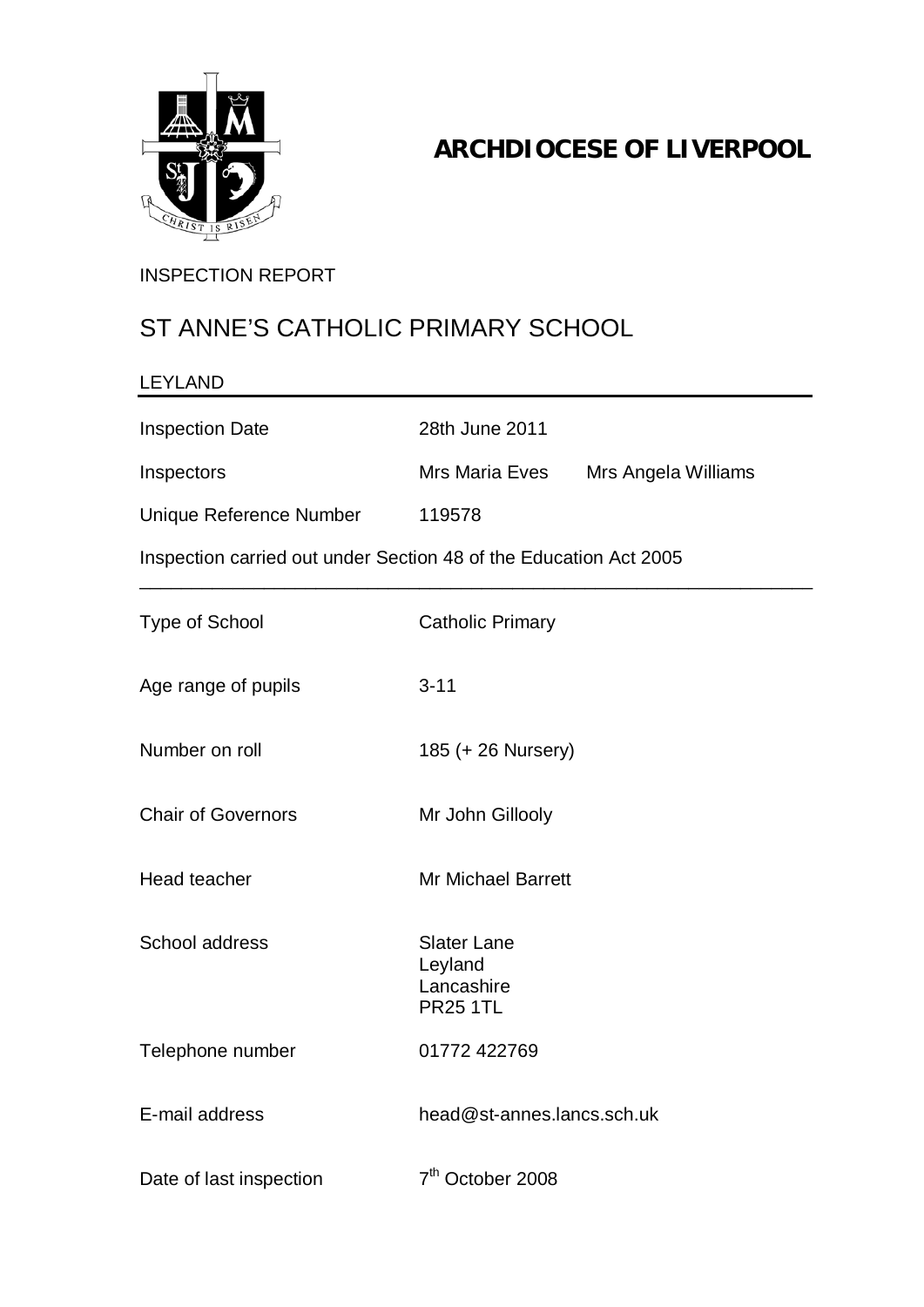# ARCHDIOCESE OF LIVERPOOL

INSPECTION REPORT

## ST ANNE'S CATHOLIC PRIMARY SCHOOL

LEYLAND

| | | |
|---|---|---|
| Inspection Date | 28th June 2011 | |
| Inspectors | Mrs Maria Eves | Mrs Angela Williams |
| Unique Reference Number | 119578 | |

Inspection carried out under Section 48 of the Education Act 2005

| | |
|---|---|
| Type of School | Catholic Primary |
| Age range of pupils | 3-11 |
| Number on roll | 185 (+ 26 Nursery) |
| Chair of Governors | Mr John Gillooly |
| Head teacher | Mr Michael Barrett |
| School address | Slater Lane<br>Leyland<br>Lancashire<br>PR25 1TL |
| Telephone number | 01772 422769 |
| E-mail address | head@st-annes.lancs.sch.uk |
| Date of last inspection | 7th October 2008 |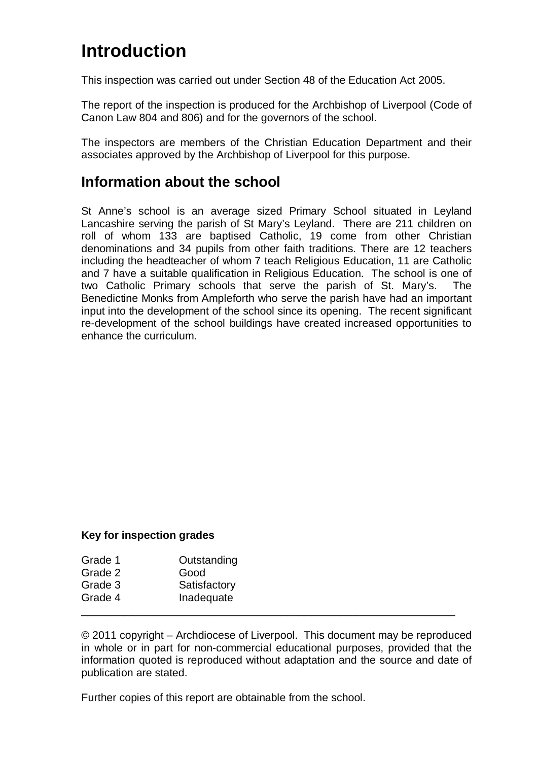# Introduction

This inspection was carried out under Section 48 of the Education Act 2005.

The report of the inspection is produced for the Archbishop of Liverpool (Code of Canon Law 804 and 806) and for the governors of the school.

The inspectors are members of the Christian Education Department and their associates approved by the Archbishop of Liverpool for this purpose.

## Information about the school

St Anne's school is an average sized Primary School situated in Leyland Lancashire serving the parish of St Mary's Leyland. There are 211 children on roll of whom 133 are baptised Catholic, 19 come from other Christian denominations and 34 pupils from other faith traditions. There are 12 teachers including the headteacher of whom 7 teach Religious Education, 11 are Catholic and 7 have a suitable qualification in Religious Education. The school is one of two Catholic Primary schools that serve the parish of St. Mary's. The Benedictine Monks from Ampleforth who serve the parish have had an important input into the development of the school since its opening. The recent significant re-development of the school buildings have created increased opportunities to enhance the curriculum.

**Key for inspection grades**

| | |
|---|---|
| Grade 1 | Outstanding |
| Grade 2 | Good |
| Grade 3 | Satisfactory |
| Grade 4 | Inadequate |

---

© 2011 copyright – Archdiocese of Liverpool. This document may be reproduced in whole or in part for non-commercial educational purposes, provided that the information quoted is reproduced without adaptation and the source and date of publication are stated.

Further copies of this report are obtainable from the school.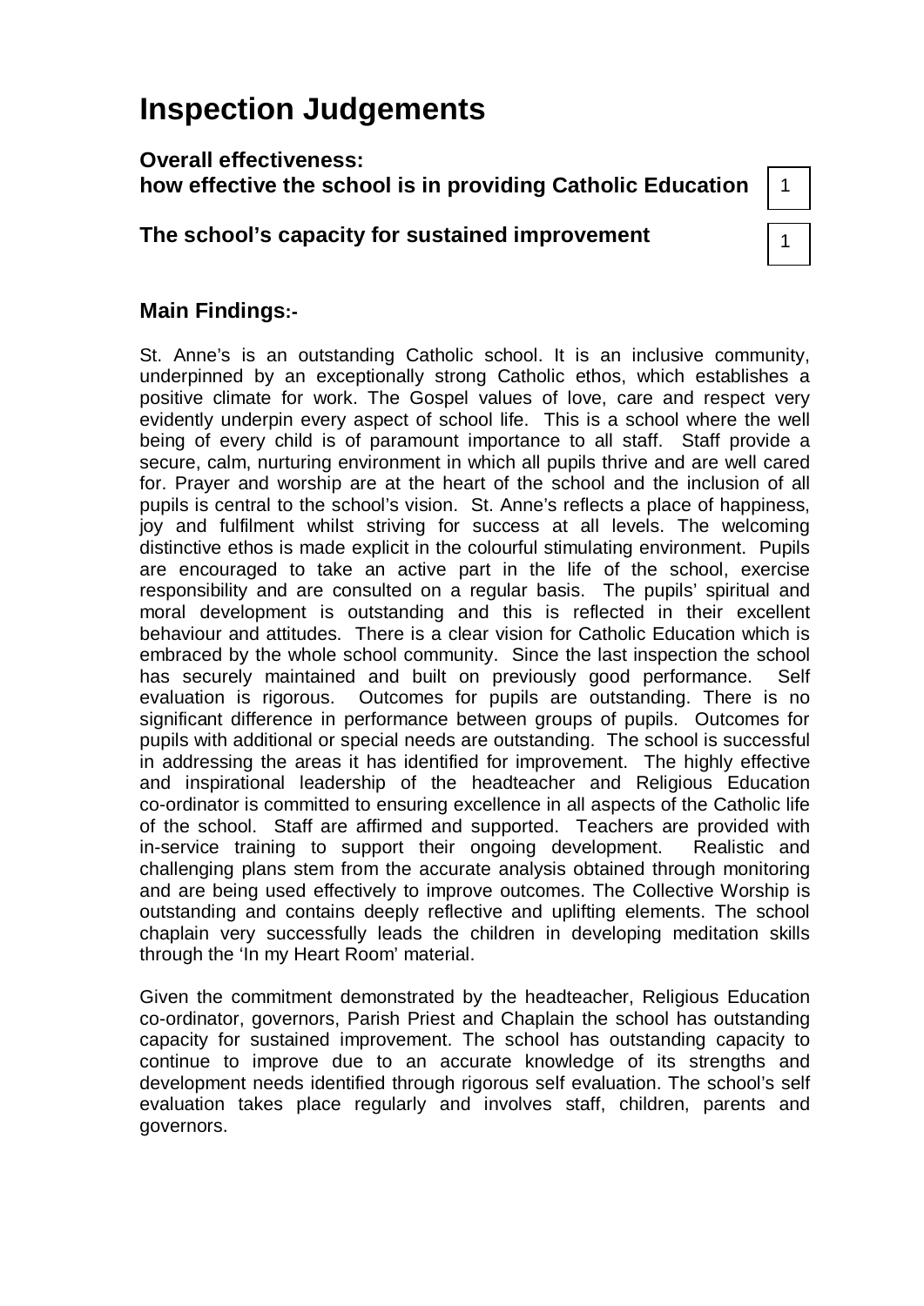# Inspection Judgements

## Overall effectiveness:
## how effective the school is in providing Catholic Education

| 1 |
|---|

## The school's capacity for sustained improvement

| 1 |
|---|

## Main Findings:-

St. Anne's is an outstanding Catholic school. It is an inclusive community, underpinned by an exceptionally strong Catholic ethos, which establishes a positive climate for work. The Gospel values of love, care and respect very evidently underpin every aspect of school life. This is a school where the well being of every child is of paramount importance to all staff. Staff provide a secure, calm, nurturing environment in which all pupils thrive and are well cared for. Prayer and worship are at the heart of the school and the inclusion of all pupils is central to the school's vision. St. Anne's reflects a place of happiness, joy and fulfilment whilst striving for success at all levels. The welcoming distinctive ethos is made explicit in the colourful stimulating environment. Pupils are encouraged to take an active part in the life of the school, exercise responsibility and are consulted on a regular basis. The pupils' spiritual and moral development is outstanding and this is reflected in their excellent behaviour and attitudes. There is a clear vision for Catholic Education which is embraced by the whole school community. Since the last inspection the school has securely maintained and built on previously good performance. Self evaluation is rigorous. Outcomes for pupils are outstanding. There is no significant difference in performance between groups of pupils. Outcomes for pupils with additional or special needs are outstanding. The school is successful in addressing the areas it has identified for improvement. The highly effective and inspirational leadership of the headteacher and Religious Education co-ordinator is committed to ensuring excellence in all aspects of the Catholic life of the school. Staff are affirmed and supported. Teachers are provided with in-service training to support their ongoing development. Realistic and challenging plans stem from the accurate analysis obtained through monitoring and are being used effectively to improve outcomes. The Collective Worship is outstanding and contains deeply reflective and uplifting elements. The school chaplain very successfully leads the children in developing meditation skills through the 'In my Heart Room' material.

Given the commitment demonstrated by the headteacher, Religious Education co-ordinator, governors, Parish Priest and Chaplain the school has outstanding capacity for sustained improvement. The school has outstanding capacity to continue to improve due to an accurate knowledge of its strengths and development needs identified through rigorous self evaluation. The school's self evaluation takes place regularly and involves staff, children, parents and governors.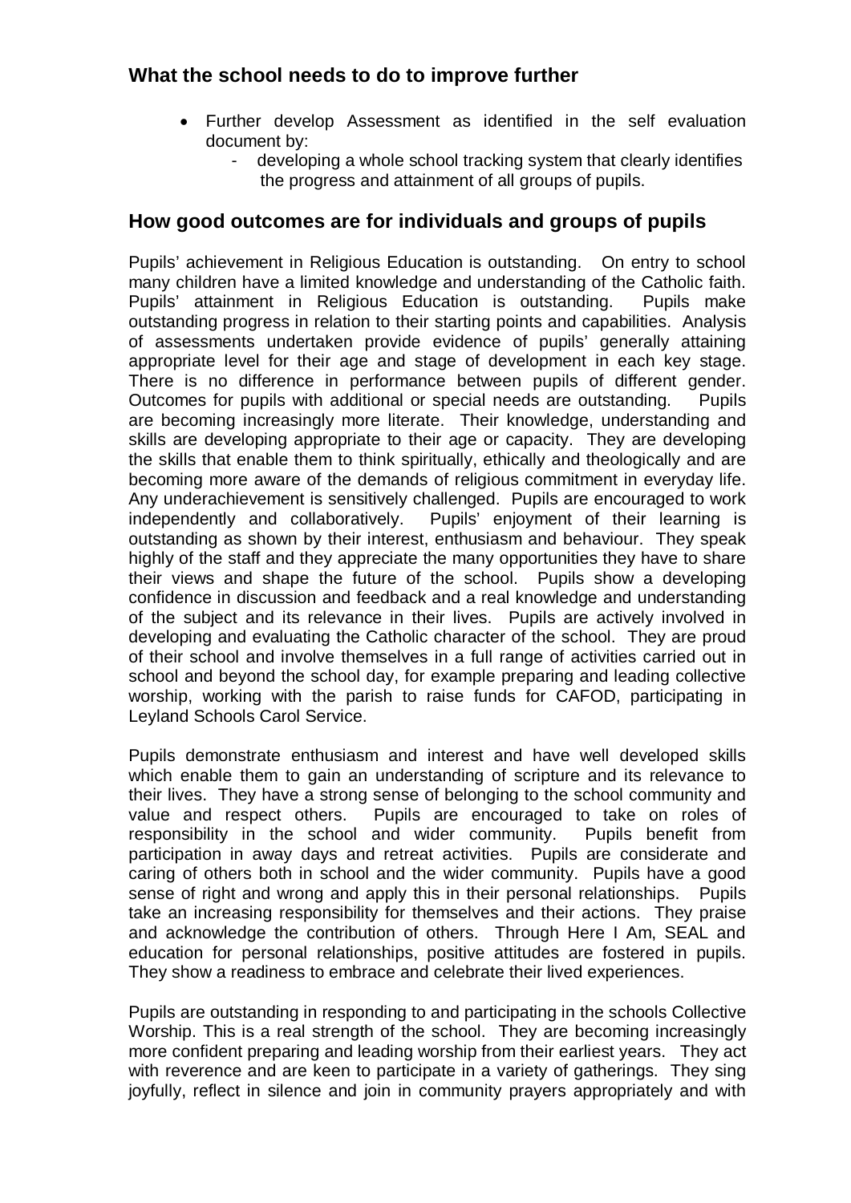## What the school needs to do to improve further

- Further develop Assessment as identified in the self evaluation document by:
    - developing a whole school tracking system that clearly identifies the progress and attainment of all groups of pupils.

## How good outcomes are for individuals and groups of pupils

Pupils' achievement in Religious Education is outstanding. On entry to school many children have a limited knowledge and understanding of the Catholic faith. Pupils' attainment in Religious Education is outstanding. Pupils make outstanding progress in relation to their starting points and capabilities. Analysis of assessments undertaken provide evidence of pupils' generally attaining appropriate level for their age and stage of development in each key stage. There is no difference in performance between pupils of different gender. Outcomes for pupils with additional or special needs are outstanding. Pupils are becoming increasingly more literate. Their knowledge, understanding and skills are developing appropriate to their age or capacity. They are developing the skills that enable them to think spiritually, ethically and theologically and are becoming more aware of the demands of religious commitment in everyday life. Any underachievement is sensitively challenged. Pupils are encouraged to work independently and collaboratively. Pupils' enjoyment of their learning is outstanding as shown by their interest, enthusiasm and behaviour. They speak highly of the staff and they appreciate the many opportunities they have to share their views and shape the future of the school. Pupils show a developing confidence in discussion and feedback and a real knowledge and understanding of the subject and its relevance in their lives. Pupils are actively involved in developing and evaluating the Catholic character of the school. They are proud of their school and involve themselves in a full range of activities carried out in school and beyond the school day, for example preparing and leading collective worship, working with the parish to raise funds for CAFOD, participating in Leyland Schools Carol Service.

Pupils demonstrate enthusiasm and interest and have well developed skills which enable them to gain an understanding of scripture and its relevance to their lives. They have a strong sense of belonging to the school community and value and respect others. Pupils are encouraged to take on roles of responsibility in the school and wider community. Pupils benefit from participation in away days and retreat activities. Pupils are considerate and caring of others both in school and the wider community. Pupils have a good sense of right and wrong and apply this in their personal relationships. Pupils take an increasing responsibility for themselves and their actions. They praise and acknowledge the contribution of others. Through Here I Am, SEAL and education for personal relationships, positive attitudes are fostered in pupils. They show a readiness to embrace and celebrate their lived experiences.

Pupils are outstanding in responding to and participating in the schools Collective Worship. This is a real strength of the school. They are becoming increasingly more confident preparing and leading worship from their earliest years. They act with reverence and are keen to participate in a variety of gatherings. They sing joyfully, reflect in silence and join in community prayers appropriately and with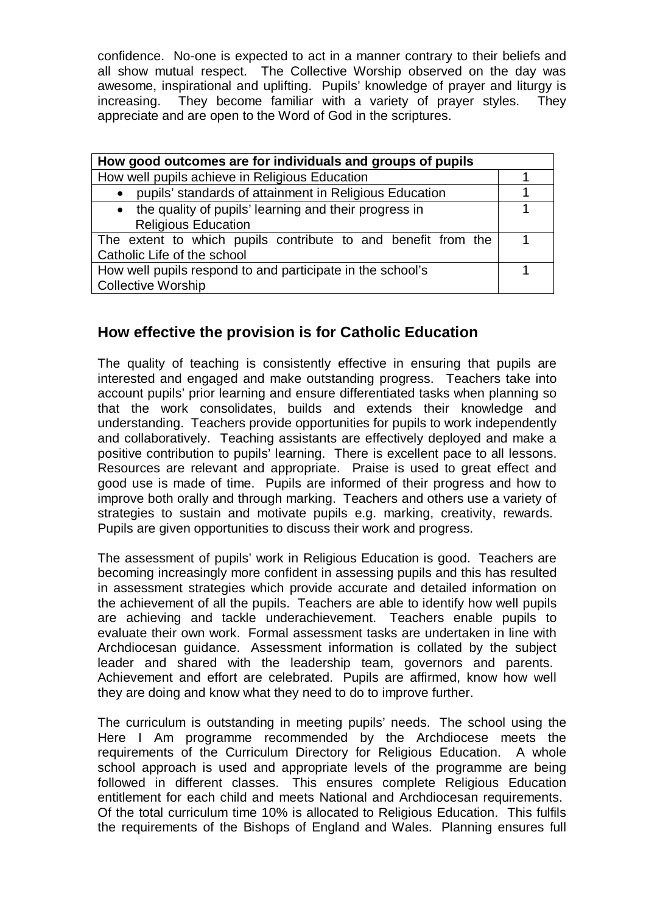confidence. No-one is expected to act in a manner contrary to their beliefs and all show mutual respect. The Collective Worship observed on the day was awesome, inspirational and uplifting. Pupils' knowledge of prayer and liturgy is increasing. They become familiar with a variety of prayer styles. They appreciate and are open to the Word of God in the scriptures.

| How good outcomes are for individuals and groups of pupils | |
|---|---|
| How well pupils achieve in Religious Education | 1 |
| • pupils' standards of attainment in Religious Education | 1 |
| • the quality of pupils' learning and their progress in Religious Education | 1 |
| The extent to which pupils contribute to and benefit from the Catholic Life of the school | 1 |
| How well pupils respond to and participate in the school's Collective Worship | 1 |

## How effective the provision is for Catholic Education

The quality of teaching is consistently effective in ensuring that pupils are interested and engaged and make outstanding progress. Teachers take into account pupils' prior learning and ensure differentiated tasks when planning so that the work consolidates, builds and extends their knowledge and understanding. Teachers provide opportunities for pupils to work independently and collaboratively. Teaching assistants are effectively deployed and make a positive contribution to pupils' learning. There is excellent pace to all lessons. Resources are relevant and appropriate. Praise is used to great effect and good use is made of time. Pupils are informed of their progress and how to improve both orally and through marking. Teachers and others use a variety of strategies to sustain and motivate pupils e.g. marking, creativity, rewards. Pupils are given opportunities to discuss their work and progress.

The assessment of pupils' work in Religious Education is good. Teachers are becoming increasingly more confident in assessing pupils and this has resulted in assessment strategies which provide accurate and detailed information on the achievement of all the pupils. Teachers are able to identify how well pupils are achieving and tackle underachievement. Teachers enable pupils to evaluate their own work. Formal assessment tasks are undertaken in line with Archdiocesan guidance. Assessment information is collated by the subject leader and shared with the leadership team, governors and parents. Achievement and effort are celebrated. Pupils are affirmed, know how well they are doing and know what they need to do to improve further.

The curriculum is outstanding in meeting pupils' needs. The school using the Here I Am programme recommended by the Archdiocese meets the requirements of the Curriculum Directory for Religious Education. A whole school approach is used and appropriate levels of the programme are being followed in different classes. This ensures complete Religious Education entitlement for each child and meets National and Archdiocesan requirements. Of the total curriculum time 10% is allocated to Religious Education. This fulfils the requirements of the Bishops of England and Wales. Planning ensures full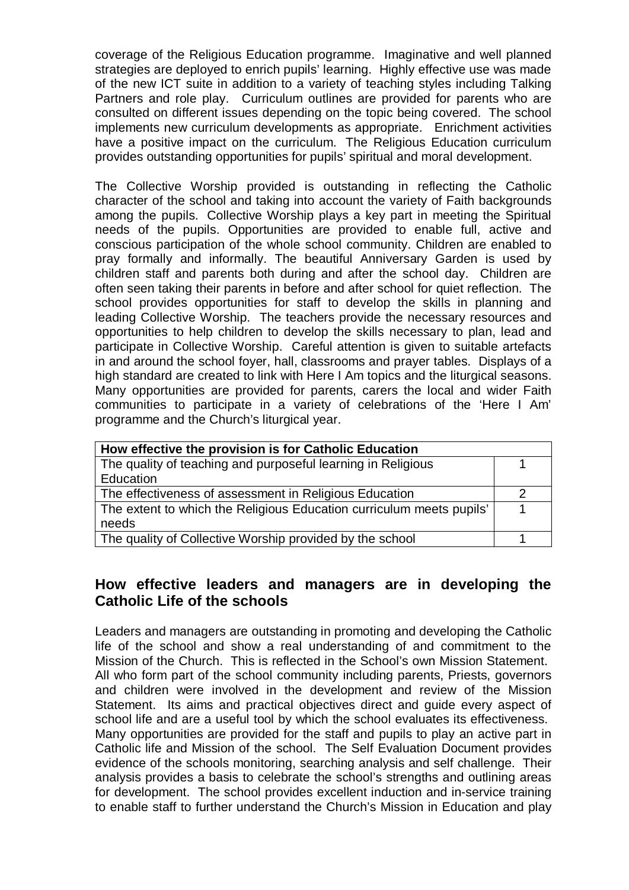coverage of the Religious Education programme. Imaginative and well planned strategies are deployed to enrich pupils' learning. Highly effective use was made of the new ICT suite in addition to a variety of teaching styles including Talking Partners and role play. Curriculum outlines are provided for parents who are consulted on different issues depending on the topic being covered. The school implements new curriculum developments as appropriate. Enrichment activities have a positive impact on the curriculum. The Religious Education curriculum provides outstanding opportunities for pupils' spiritual and moral development.

The Collective Worship provided is outstanding in reflecting the Catholic character of the school and taking into account the variety of Faith backgrounds among the pupils. Collective Worship plays a key part in meeting the Spiritual needs of the pupils. Opportunities are provided to enable full, active and conscious participation of the whole school community. Children are enabled to pray formally and informally. The beautiful Anniversary Garden is used by children staff and parents both during and after the school day. Children are often seen taking their parents in before and after school for quiet reflection. The school provides opportunities for staff to develop the skills in planning and leading Collective Worship. The teachers provide the necessary resources and opportunities to help children to develop the skills necessary to plan, lead and participate in Collective Worship. Careful attention is given to suitable artefacts in and around the school foyer, hall, classrooms and prayer tables. Displays of a high standard are created to link with Here I Am topics and the liturgical seasons. Many opportunities are provided for parents, carers the local and wider Faith communities to participate in a variety of celebrations of the 'Here I Am' programme and the Church's liturgical year.

| How effective the provision is for Catholic Education | |
|---|---|
| The quality of teaching and purposeful learning in Religious Education | 1 |
| The effectiveness of assessment in Religious Education | 2 |
| The extent to which the Religious Education curriculum meets pupils' needs | 1 |
| The quality of Collective Worship provided by the school | 1 |

## How effective leaders and managers are in developing the Catholic Life of the schools

Leaders and managers are outstanding in promoting and developing the Catholic life of the school and show a real understanding of and commitment to the Mission of the Church. This is reflected in the School's own Mission Statement. All who form part of the school community including parents, Priests, governors and children were involved in the development and review of the Mission Statement. Its aims and practical objectives direct and guide every aspect of school life and are a useful tool by which the school evaluates its effectiveness. Many opportunities are provided for the staff and pupils to play an active part in Catholic life and Mission of the school. The Self Evaluation Document provides evidence of the schools monitoring, searching analysis and self challenge. Their analysis provides a basis to celebrate the school's strengths and outlining areas for development. The school provides excellent induction and in-service training to enable staff to further understand the Church's Mission in Education and play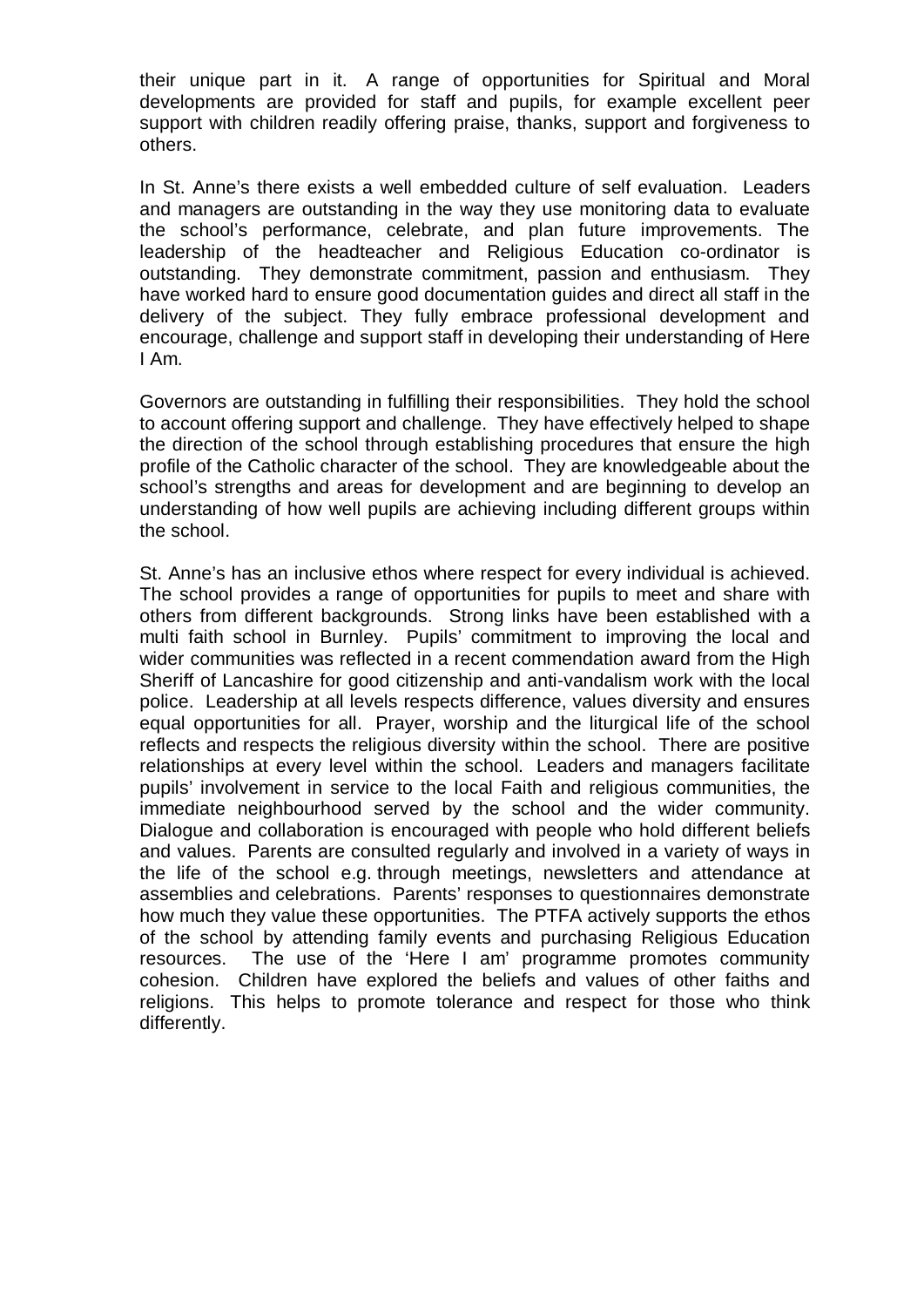their unique part in it. A range of opportunities for Spiritual and Moral developments are provided for staff and pupils, for example excellent peer support with children readily offering praise, thanks, support and forgiveness to others.

In St. Anne's there exists a well embedded culture of self evaluation. Leaders and managers are outstanding in the way they use monitoring data to evaluate the school's performance, celebrate, and plan future improvements. The leadership of the headteacher and Religious Education co-ordinator is outstanding. They demonstrate commitment, passion and enthusiasm. They have worked hard to ensure good documentation guides and direct all staff in the delivery of the subject. They fully embrace professional development and encourage, challenge and support staff in developing their understanding of Here I Am.

Governors are outstanding in fulfilling their responsibilities. They hold the school to account offering support and challenge. They have effectively helped to shape the direction of the school through establishing procedures that ensure the high profile of the Catholic character of the school. They are knowledgeable about the school's strengths and areas for development and are beginning to develop an understanding of how well pupils are achieving including different groups within the school.

St. Anne's has an inclusive ethos where respect for every individual is achieved. The school provides a range of opportunities for pupils to meet and share with others from different backgrounds. Strong links have been established with a multi faith school in Burnley. Pupils' commitment to improving the local and wider communities was reflected in a recent commendation award from the High Sheriff of Lancashire for good citizenship and anti-vandalism work with the local police. Leadership at all levels respects difference, values diversity and ensures equal opportunities for all. Prayer, worship and the liturgical life of the school reflects and respects the religious diversity within the school. There are positive relationships at every level within the school. Leaders and managers facilitate pupils' involvement in service to the local Faith and religious communities, the immediate neighbourhood served by the school and the wider community. Dialogue and collaboration is encouraged with people who hold different beliefs and values. Parents are consulted regularly and involved in a variety of ways in the life of the school e.g. through meetings, newsletters and attendance at assemblies and celebrations. Parents' responses to questionnaires demonstrate how much they value these opportunities. The PTFA actively supports the ethos of the school by attending family events and purchasing Religious Education resources. The use of the 'Here I am' programme promotes community cohesion. Children have explored the beliefs and values of other faiths and religions. This helps to promote tolerance and respect for those who think differently.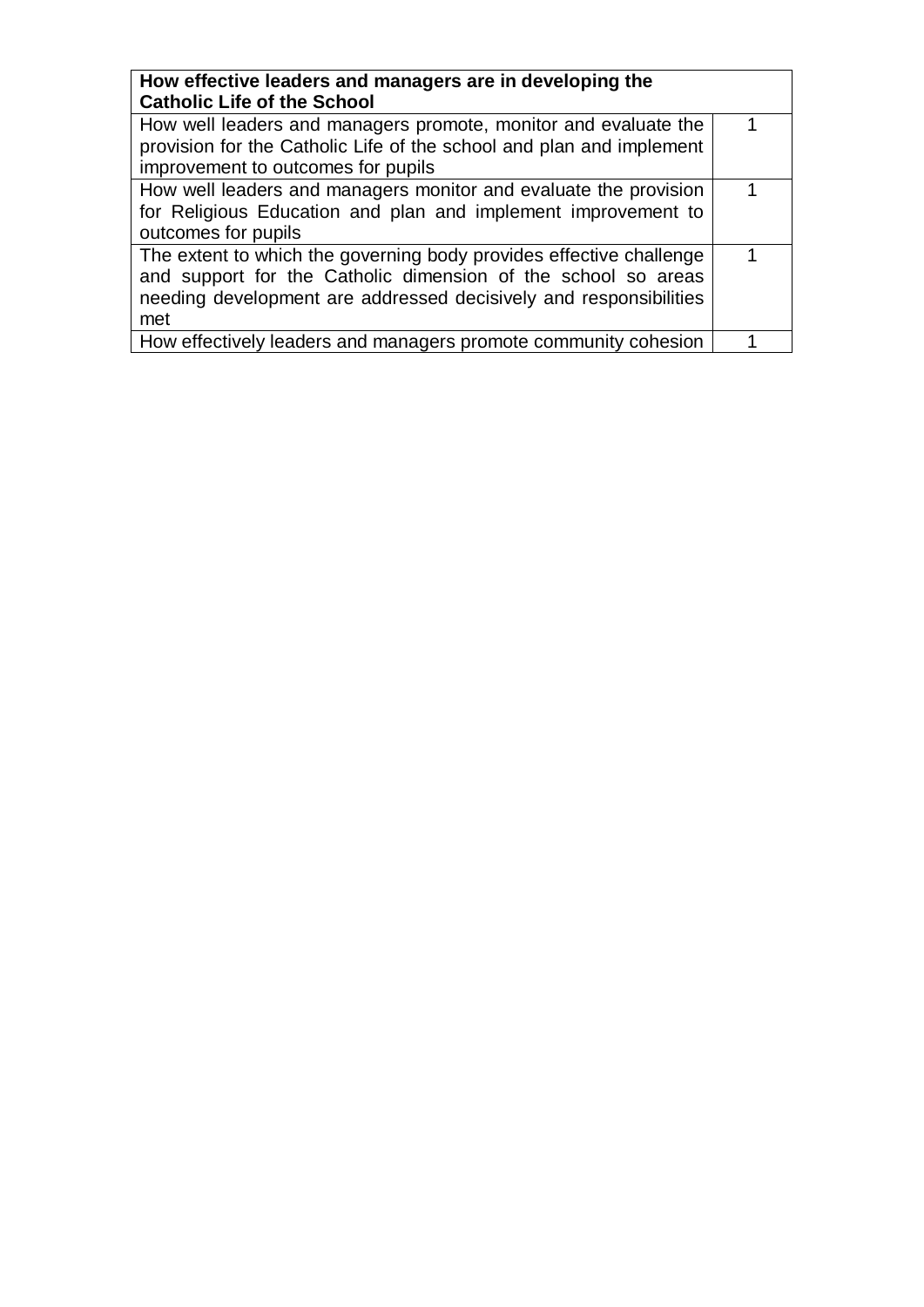| How effective leaders and managers are in developing the Catholic Life of the School | |
|---|---|
| How well leaders and managers promote, monitor and evaluate the provision for the Catholic Life of the school and plan and implement improvement to outcomes for pupils | 1 |
| How well leaders and managers monitor and evaluate the provision for Religious Education and plan and implement improvement to outcomes for pupils | 1 |
| The extent to which the governing body provides effective challenge and support for the Catholic dimension of the school so areas needing development are addressed decisively and responsibilities met | 1 |
| How effectively leaders and managers promote community cohesion | 1 |